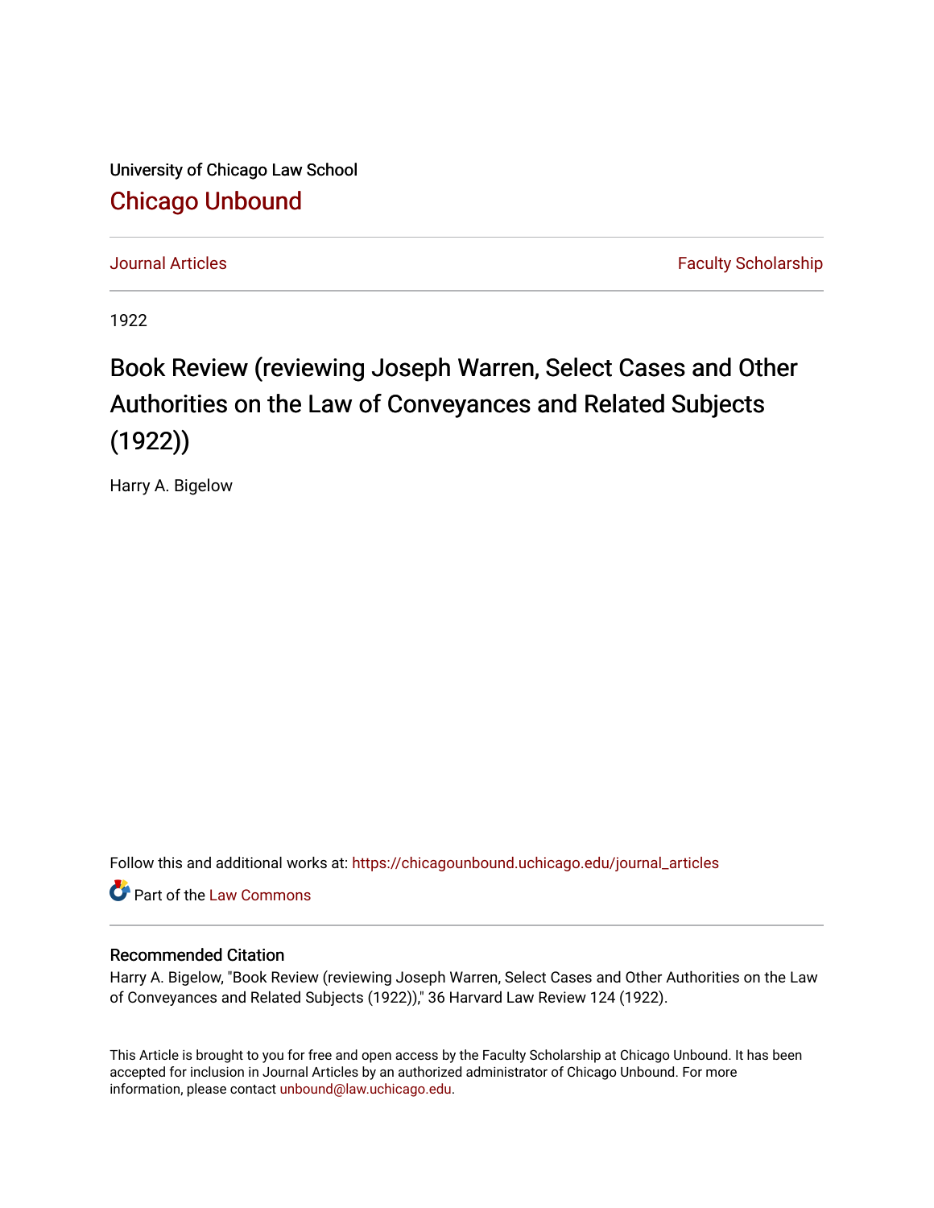University of Chicago Law School

## Chicago Unbound

Journal Articles | Faculty Scholarship

1922

# Book Review (reviewing Joseph Warren, Select Cases and Other Authorities on the Law of Conveyances and Related Subjects (1922))

Harry A. Bigelow

Follow this and additional works at: https://chicagounbound.uchicago.edu/journal_articles

Part of the Law Commons

### Recommended Citation

Harry A. Bigelow, "Book Review (reviewing Joseph Warren, Select Cases and Other Authorities on the Law of Conveyances and Related Subjects (1922))," 36 Harvard Law Review 124 (1922).

This Article is brought to you for free and open access by the Faculty Scholarship at Chicago Unbound. It has been accepted for inclusion in Journal Articles by an authorized administrator of Chicago Unbound. For more information, please contact unbound@law.uchicago.edu.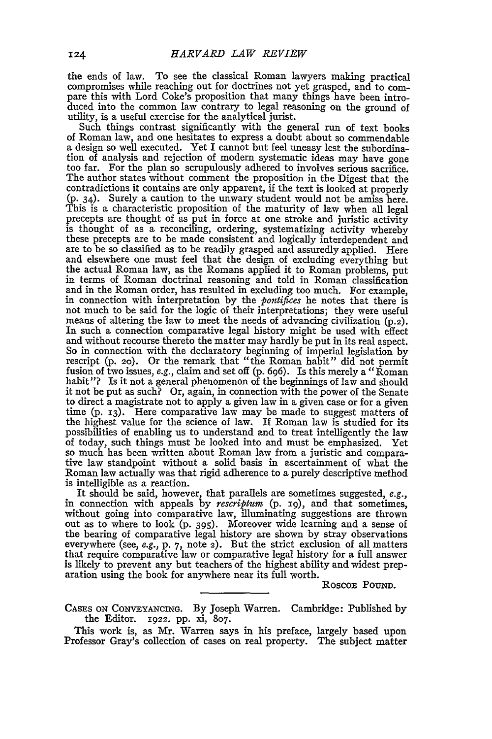the ends of law. To see the classical Roman lawyers making practical compromises while reaching out for doctrines not yet grasped, and to compare this with Lord Coke's proposition that many things have been introduced into the common law contrary to legal reasoning on the ground of utility, is a useful exercise for the analytical jurist.

Such things contrast significantly with the general run of text books of Roman law, and one hesitates to express a doubt about so commendable a design so well executed. Yet I cannot but feel uneasy lest the subordination of analysis and rejection of modern systematic ideas may have gone too far. For the plan so scrupulously adhered to involves serious sacrifice. The author states without comment the proposition in the Digest that the contradictions it contains are only apparent, if the text is looked at properly (p. 34). Surely a caution to the unwary student would not be amiss here. This is a characteristic proposition of the maturity of law when all legal precepts are thought of as put in force at one stroke and juristic activity is thought of as a reconciling, ordering, systematizing activity whereby these precepts are to be made consistent and logically interdependent and are to be so classified as to be readily grasped and assuredly applied. Here and elsewhere one must feel that the design of excluding everything but the actual Roman law, as the Romans applied it to Roman problems, put in terms of Roman doctrinal reasoning and told in Roman classification and in the Roman order, has resulted in excluding too much. For example, in connection with interpretation by the *pontifices* he notes that there is not much to be said for the logic of their interpretations; they were useful means of altering the law to meet the needs of advancing civilization (p.2). In such a connection comparative legal history might be used with effect and without recourse thereto the matter may hardly be put in its real aspect. So in connection with the declaratory beginning of imperial legislation by rescript (p. 20). Or the remark that "the Roman habit" did not permit fusion of two issues, *e.g.*, claim and set off (p. 696). Is this merely a "Roman habit"? Is it not a general phenomenon of the beginnings of law and should it not be put as such? Or, again, in connection with the power of the Senate to direct a magistrate not to apply a given law in a given case or for a given time (p. 13). Here comparative law may be made to suggest matters of the highest value for the science of law. If Roman law is studied for its possibilities of enabling us to understand and to treat intelligently the law of today, such things must be looked into and must be emphasized. Yet so much has been written about Roman law from a juristic and comparative law standpoint without a solid basis in ascertainment of what the Roman law actually was that rigid adherence to a purely descriptive method is intelligible as a reaction.

It should be said, however, that parallels are sometimes suggested, *e.g.*, in connection with appeals by *rescriptum* (p. 19), and that sometimes, without going into comparative law, illuminating suggestions are thrown out as to where to look (p. 395). Moreover wide learning and a sense of the bearing of comparative legal history are shown by stray observations everywhere (see, *e.g.*, p. 7, note 2). But the strict exclusion of all matters that require comparative law or comparative legal history for a full answer is likely to prevent any but teachers of the highest ability and widest preparation using the book for anywhere near its full worth.

Roscoe Pound.

---

Cases on Conveyancing. By Joseph Warren. Cambridge: Published by the Editor. 1922. pp. xi, 807.

This work is, as Mr. Warren says in his preface, largely based upon Professor Gray's collection of cases on real property. The subject matter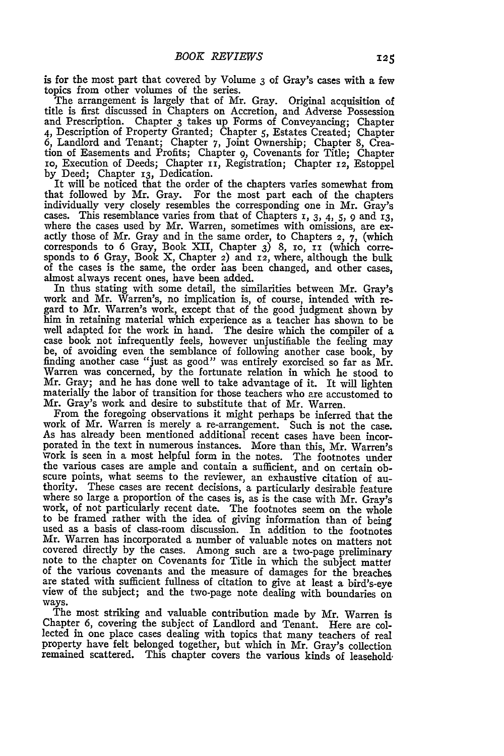is for the most part that covered by Volume 3 of Gray's cases with a few topics from other volumes of the series.

The arrangement is largely that of Mr. Gray. Original acquisition of title is first discussed in Chapters on Accretion, and Adverse Possession and Prescription. Chapter 3 takes up Forms of Conveyancing; Chapter 4, Description of Property Granted; Chapter 5, Estates Created; Chapter 6, Landlord and Tenant; Chapter 7, Joint Ownership; Chapter 8, Creation of Easements and Profits; Chapter 9, Covenants for Title; Chapter 10, Execution of Deeds; Chapter 11, Registration; Chapter 12, Estoppel by Deed; Chapter 13, Dedication.

It will be noticed that the order of the chapters varies somewhat from that followed by Mr. Gray. For the most part each of the chapters individually very closely resembles the corresponding one in Mr. Gray's cases. This resemblance varies from that of Chapters 1, 3, 4, 5, 9 and 13, where the cases used by Mr. Warren, sometimes with omissions, are exactly those of Mr. Gray and in the same order, to Chapters 2, 7, (which corresponds to 6 Gray, Book XII, Chapter 3) 8, 10, 11 (which corresponds to 6 Gray, Book X, Chapter 2) and 12, where, although the bulk of the cases is the same, the order has been changed, and other cases, almost always recent ones, have been added.

In thus stating with some detail, the similarities between Mr. Gray's work and Mr. Warren's, no implication is, of course, intended with regard to Mr. Warren's work, except that of the good judgment shown by him in retaining material which experience as a teacher has shown to be well adapted for the work in hand. The desire which the compiler of a case book not infrequently feels, however unjustifiable the feeling may be, of avoiding even the semblance of following another case book, by finding another case "just as good" was entirely exorcised so far as Mr. Warren was concerned, by the fortunate relation in which he stood to Mr. Gray; and he has done well to take advantage of it. It will lighten materially the labor of transition for those teachers who are accustomed to Mr. Gray's work and desire to substitute that of Mr. Warren.

From the foregoing observations it might perhaps be inferred that the work of Mr. Warren is merely a re-arrangement. Such is not the case. As has already been mentioned additional recent cases have been incorporated in the text in numerous instances. More than this, Mr. Warren's work is seen in a most helpful form in the notes. The footnotes under the various cases are ample and contain a sufficient, and on certain obscure points, what seems to the reviewer, an exhaustive citation of authority. These cases are recent decisions, a particularly desirable feature where so large a proportion of the cases is, as is the case with Mr. Gray's work, of not particularly recent date. The footnotes seem on the whole to be framed rather with the idea of giving information than of being used as a basis of class-room discussion. In addition to the footnotes Mr. Warren has incorporated a number of valuable notes on matters not covered directly by the cases. Among such are a two-page preliminary note to the chapter on Covenants for Title in which the subject matter of the various covenants and the measure of damages for the breaches are stated with sufficient fullness of citation to give at least a bird's-eye view of the subject; and the two-page note dealing with boundaries on ways.

The most striking and valuable contribution made by Mr. Warren is Chapter 6, covering the subject of Landlord and Tenant. Here are collected in one place cases dealing with topics that many teachers of real property have felt belonged together, but which in Mr. Gray's collection remained scattered. This chapter covers the various kinds of leasehold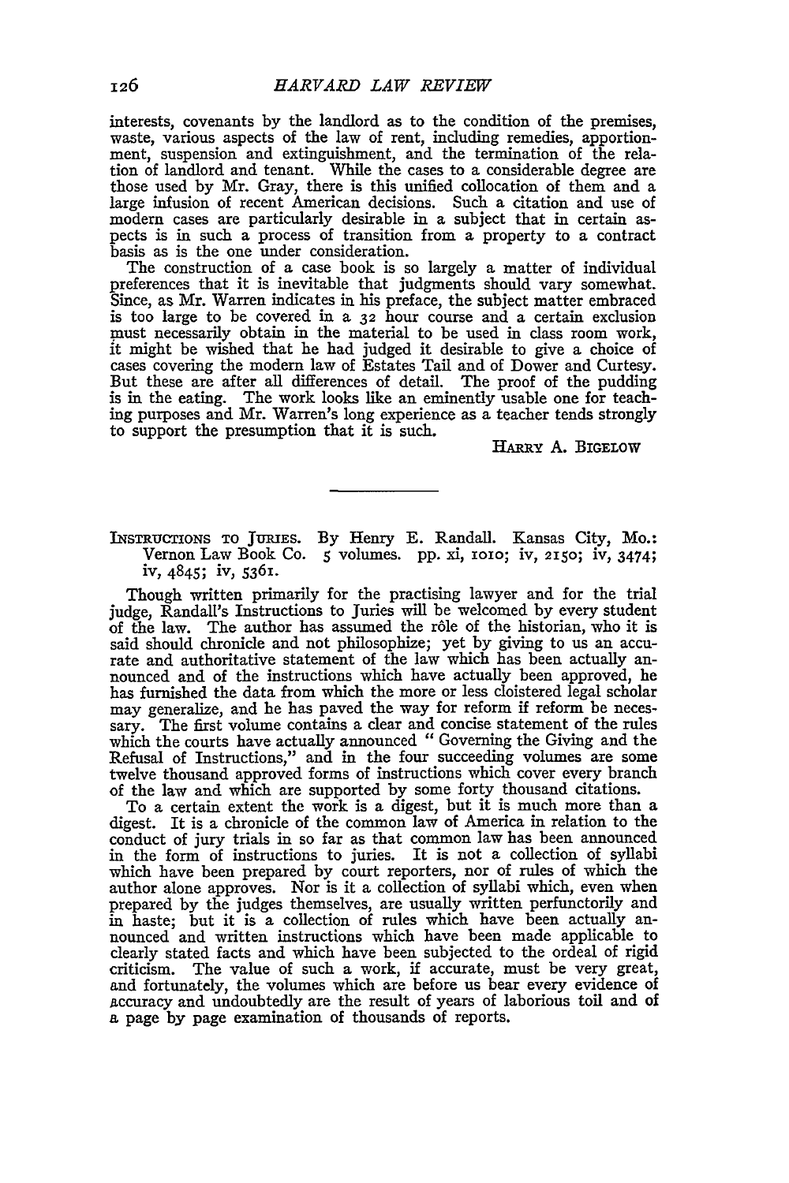interests, covenants by the landlord as to the condition of the premises, waste, various aspects of the law of rent, including remedies, apportionment, suspension and extinguishment, and the termination of the relation of landlord and tenant. While the cases to a considerable degree are those used by Mr. Gray, there is this unified collocation of them and a large infusion of recent American decisions. Such a citation and use of modern cases are particularly desirable in a subject that in certain aspects is in such a process of transition from a property to a contract basis as is the one under consideration.

The construction of a case book is so largely a matter of individual preferences that it is inevitable that judgments should vary somewhat. Since, as Mr. Warren indicates in his preface, the subject matter embraced is too large to be covered in a 32 hour course and a certain exclusion must necessarily obtain in the material to be used in class room work, it might be wished that he had judged it desirable to give a choice of cases covering the modern law of Estates Tail and of Dower and Curtesy. But these are after all differences of detail. The proof of the pudding is in the eating. The work looks like an eminently usable one for teaching purposes and Mr. Warren's long experience as a teacher tends strongly to support the presumption that it is such.

HARRY A. BIGELOW

---

INSTRUCTIONS TO JURIES. By Henry E. Randall. Kansas City, Mo.: Vernon Law Book Co. 5 volumes. pp. xi, 1010; iv, 2150; iv, 3474; iv, 4845; iv, 5361.

Though written primarily for the practising lawyer and for the trial judge, Randall's Instructions to Juries will be welcomed by every student of the law. The author has assumed the rôle of the historian, who it is said should chronicle and not philosophize; yet by giving to us an accurate and authoritative statement of the law which has been actually announced and of the instructions which have actually been approved, he has furnished the data from which the more or less cloistered legal scholar may generalize, and he has paved the way for reform if reform be necessary. The first volume contains a clear and concise statement of the rules which the courts have actually announced "Governing the Giving and the Refusal of Instructions," and in the four succeeding volumes are some twelve thousand approved forms of instructions which cover every branch of the law and which are supported by some forty thousand citations.

To a certain extent the work is a digest, but it is much more than a digest. It is a chronicle of the common law of America in relation to the conduct of jury trials in so far as that common law has been announced in the form of instructions to juries. It is not a collection of syllabi which have been prepared by court reporters, nor of rules of which the author alone approves. Nor is it a collection of syllabi which, even when prepared by the judges themselves, are usually written perfunctorily and in haste; but it is a collection of rules which have been actually announced and written instructions which have been made applicable to clearly stated facts and which have been subjected to the ordeal of rigid criticism. The value of such a work, if accurate, must be very great, and fortunately, the volumes which are before us bear every evidence of accuracy and undoubtedly are the result of years of laborious toil and of a page by page examination of thousands of reports.